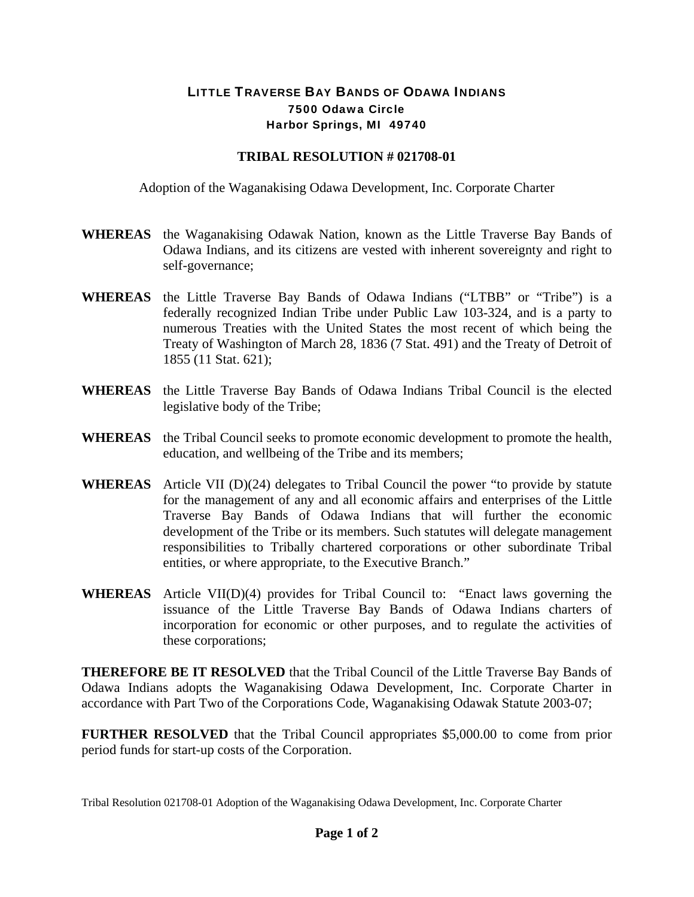# LITTLE TRAVERSE BAY BANDS OF ODAWA INDIANS

**7500 Odawa Circle**
**Harbor Springs, MI 49740**

## TRIBAL RESOLUTION # 021708-01

Adoption of the Waganakising Odawa Development, Inc. Corporate Charter

**WHEREAS** the Waganakising Odawak Nation, known as the Little Traverse Bay Bands of Odawa Indians, and its citizens are vested with inherent sovereignty and right to self-governance;

**WHEREAS** the Little Traverse Bay Bands of Odawa Indians ("LTBB" or "Tribe") is a federally recognized Indian Tribe under Public Law 103-324, and is a party to numerous Treaties with the United States the most recent of which being the Treaty of Washington of March 28, 1836 (7 Stat. 491) and the Treaty of Detroit of 1855 (11 Stat. 621);

**WHEREAS** the Little Traverse Bay Bands of Odawa Indians Tribal Council is the elected legislative body of the Tribe;

**WHEREAS** the Tribal Council seeks to promote economic development to promote the health, education, and wellbeing of the Tribe and its members;

**WHEREAS** Article VII (D)(24) delegates to Tribal Council the power "to provide by statute for the management of any and all economic affairs and enterprises of the Little Traverse Bay Bands of Odawa Indians that will further the economic development of the Tribe or its members. Such statutes will delegate management responsibilities to Tribally chartered corporations or other subordinate Tribal entities, or where appropriate, to the Executive Branch."

**WHEREAS** Article VII(D)(4) provides for Tribal Council to: "Enact laws governing the issuance of the Little Traverse Bay Bands of Odawa Indians charters of incorporation for economic or other purposes, and to regulate the activities of these corporations;

**THEREFORE BE IT RESOLVED** that the Tribal Council of the Little Traverse Bay Bands of Odawa Indians adopts the Waganakising Odawa Development, Inc. Corporate Charter in accordance with Part Two of the Corporations Code, Waganakising Odawak Statute 2003-07;

**FURTHER RESOLVED** that the Tribal Council appropriates $5,000.00 to come from prior period funds for start-up costs of the Corporation.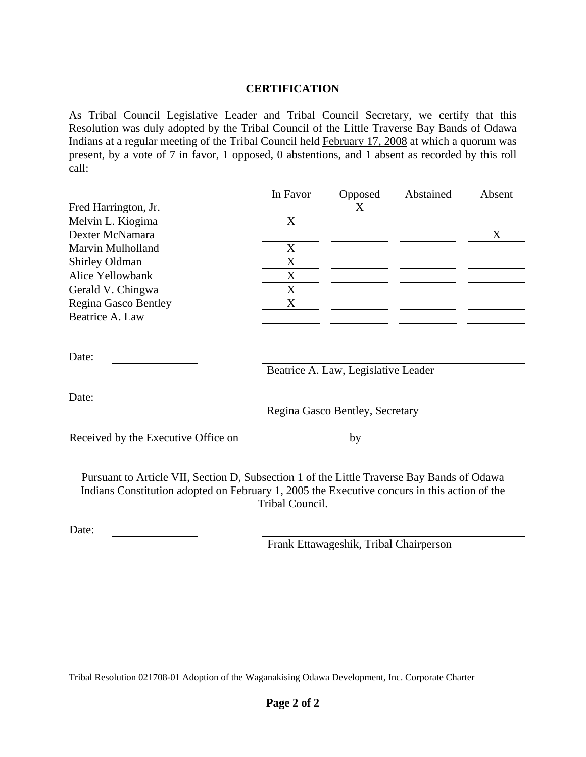## CERTIFICATION

As Tribal Council Legislative Leader and Tribal Council Secretary, we certify that this Resolution was duly adopted by the Tribal Council of the Little Traverse Bay Bands of Odawa Indians at a regular meeting of the Tribal Council held February 17, 2008 at which a quorum was present, by a vote of 7 in favor, 1 opposed, 0 abstentions, and 1 absent as recorded by this roll call:

| | In Favor | Opposed | Abstained | Absent |
|---|---|---|---|---|
| Fred Harrington, Jr. | | X | | |
| Melvin L. Kiogima | X | | | |
| Dexter McNamara | | | | X |
| Marvin Mulholland | X | | | |
| Shirley Oldman | X | | | |
| Alice Yellowbank | X | | | |
| Gerald V. Chingwa | X | | | |
| Regina Gasco Bentley | X | | | |
| Beatrice A. Law | | | | |

Date: ______________

______________________________
Beatrice A. Law, Legislative Leader

Date: ______________

______________________________
Regina Gasco Bentley, Secretary

Received by the Executive Office on ______________ by ______________________

Pursuant to Article VII, Section D, Subsection 1 of the Little Traverse Bay Bands of Odawa Indians Constitution adopted on February 1, 2005 the Executive concurs in this action of the Tribal Council.

Date: ______________

______________________________
Frank Ettawageshik, Tribal Chairperson

Tribal Resolution 021708-01 Adoption of the Waganakising Odawa Development, Inc. Corporate Charter